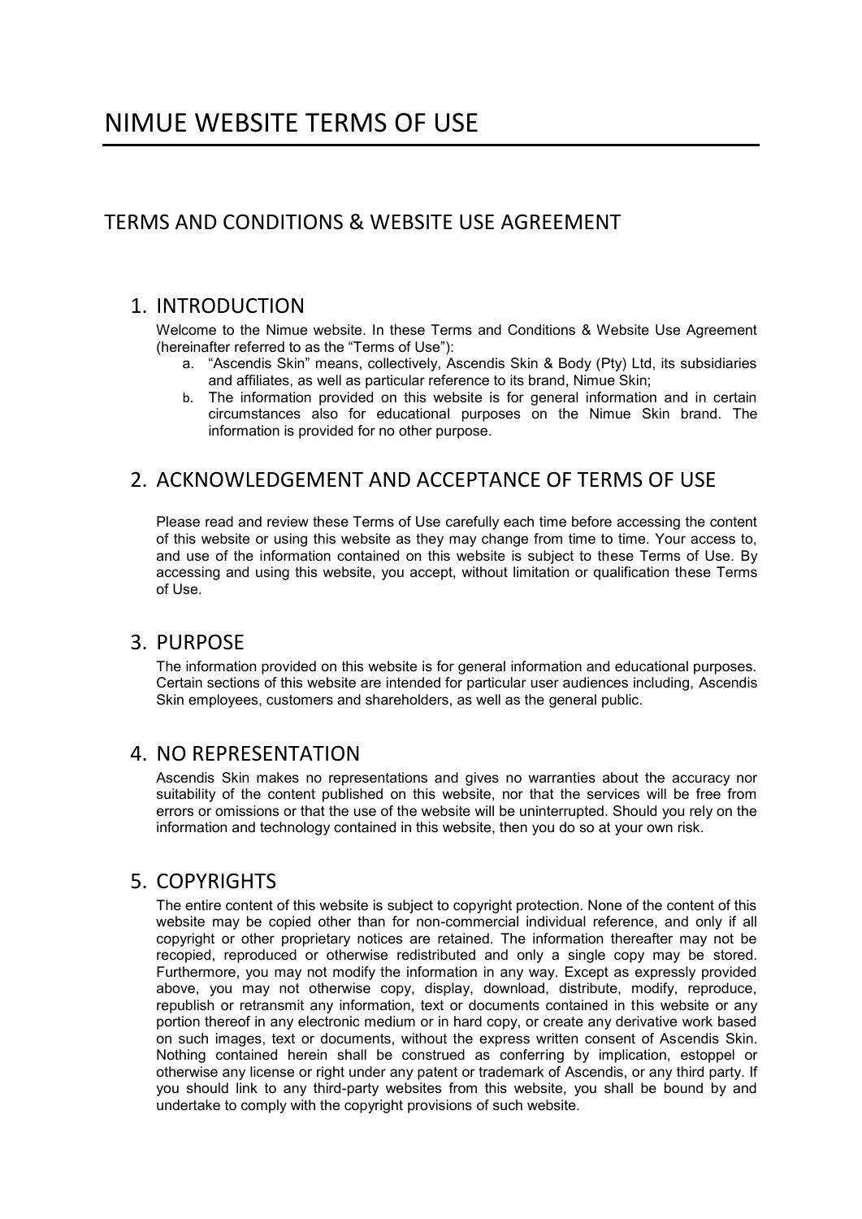# NIMUE WEBSITE TERMS OF USE

## TERMS AND CONDITIONS & WEBSITE USE AGREEMENT

### 1. INTRODUCTION

Welcome to the Nimue website. In these Terms and Conditions & Website Use Agreement (hereinafter referred to as the "Terms of Use"):

a. "Ascendis Skin" means, collectively, Ascendis Skin & Body (Pty) Ltd, its subsidiaries and affiliates, as well as particular reference to its brand, Nimue Skin;

b. The information provided on this website is for general information and in certain circumstances also for educational purposes on the Nimue Skin brand. The information is provided for no other purpose.

### 2. ACKNOWLEDGEMENT AND ACCEPTANCE OF TERMS OF USE

Please read and review these Terms of Use carefully each time before accessing the content of this website or using this website as they may change from time to time. Your access to, and use of the information contained on this website is subject to these Terms of Use. By accessing and using this website, you accept, without limitation or qualification these Terms of Use.

### 3. PURPOSE

The information provided on this website is for general information and educational purposes. Certain sections of this website are intended for particular user audiences including, Ascendis Skin employees, customers and shareholders, as well as the general public.

### 4. NO REPRESENTATION

Ascendis Skin makes no representations and gives no warranties about the accuracy nor suitability of the content published on this website, nor that the services will be free from errors or omissions or that the use of the website will be uninterrupted. Should you rely on the information and technology contained in this website, then you do so at your own risk.

### 5. COPYRIGHTS

The entire content of this website is subject to copyright protection. None of the content of this website may be copied other than for non-commercial individual reference, and only if all copyright or other proprietary notices are retained. The information thereafter may not be recopied, reproduced or otherwise redistributed and only a single copy may be stored. Furthermore, you may not modify the information in any way. Except as expressly provided above, you may not otherwise copy, display, download, distribute, modify, reproduce, republish or retransmit any information, text or documents contained in this website or any portion thereof in any electronic medium or in hard copy, or create any derivative work based on such images, text or documents, without the express written consent of Ascendis Skin. Nothing contained herein shall be construed as conferring by implication, estoppel or otherwise any license or right under any patent or trademark of Ascendis, or any third party. If you should link to any third-party websites from this website, you shall be bound by and undertake to comply with the copyright provisions of such website.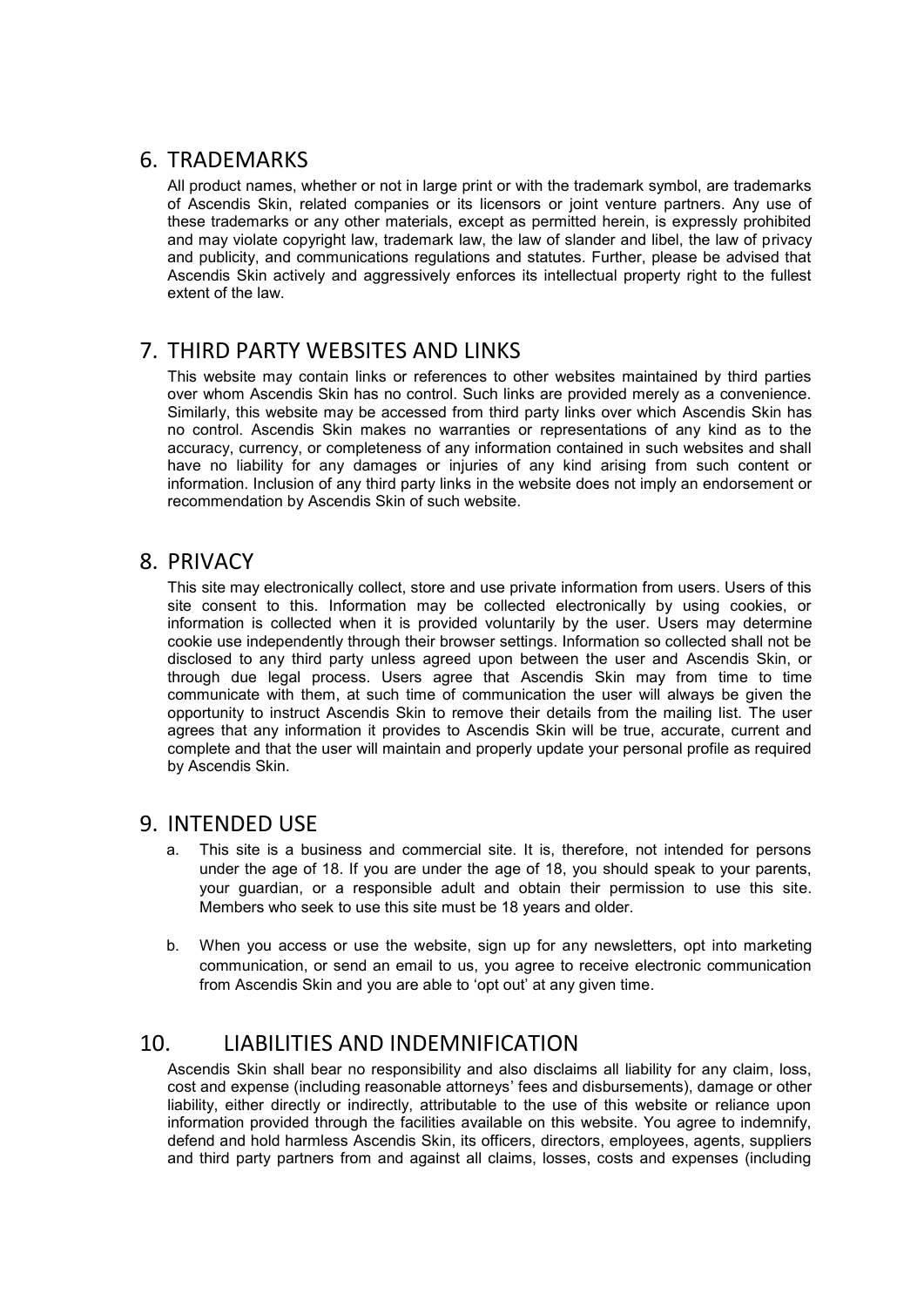## 6. TRADEMARKS

All product names, whether or not in large print or with the trademark symbol, are trademarks of Ascendis Skin, related companies or its licensors or joint venture partners. Any use of these trademarks or any other materials, except as permitted herein, is expressly prohibited and may violate copyright law, trademark law, the law of slander and libel, the law of privacy and publicity, and communications regulations and statutes. Further, please be advised that Ascendis Skin actively and aggressively enforces its intellectual property right to the fullest extent of the law.

## 7. THIRD PARTY WEBSITES AND LINKS

This website may contain links or references to other websites maintained by third parties over whom Ascendis Skin has no control. Such links are provided merely as a convenience. Similarly, this website may be accessed from third party links over which Ascendis Skin has no control. Ascendis Skin makes no warranties or representations of any kind as to the accuracy, currency, or completeness of any information contained in such websites and shall have no liability for any damages or injuries of any kind arising from such content or information. Inclusion of any third party links in the website does not imply an endorsement or recommendation by Ascendis Skin of such website.

## 8. PRIVACY

This site may electronically collect, store and use private information from users. Users of this site consent to this. Information may be collected electronically by using cookies, or information is collected when it is provided voluntarily by the user. Users may determine cookie use independently through their browser settings. Information so collected shall not be disclosed to any third party unless agreed upon between the user and Ascendis Skin, or through due legal process. Users agree that Ascendis Skin may from time to time communicate with them, at such time of communication the user will always be given the opportunity to instruct Ascendis Skin to remove their details from the mailing list. The user agrees that any information it provides to Ascendis Skin will be true, accurate, current and complete and that the user will maintain and properly update your personal profile as required by Ascendis Skin.

## 9. INTENDED USE

a. This site is a business and commercial site. It is, therefore, not intended for persons under the age of 18. If you are under the age of 18, you should speak to your parents, your guardian, or a responsible adult and obtain their permission to use this site. Members who seek to use this site must be 18 years and older.

b. When you access or use the website, sign up for any newsletters, opt into marketing communication, or send an email to us, you agree to receive electronic communication from Ascendis Skin and you are able to 'opt out' at any given time.

## 10. LIABILITIES AND INDEMNIFICATION

Ascendis Skin shall bear no responsibility and also disclaims all liability for any claim, loss, cost and expense (including reasonable attorneys' fees and disbursements), damage or other liability, either directly or indirectly, attributable to the use of this website or reliance upon information provided through the facilities available on this website. You agree to indemnify, defend and hold harmless Ascendis Skin, its officers, directors, employees, agents, suppliers and third party partners from and against all claims, losses, costs and expenses (including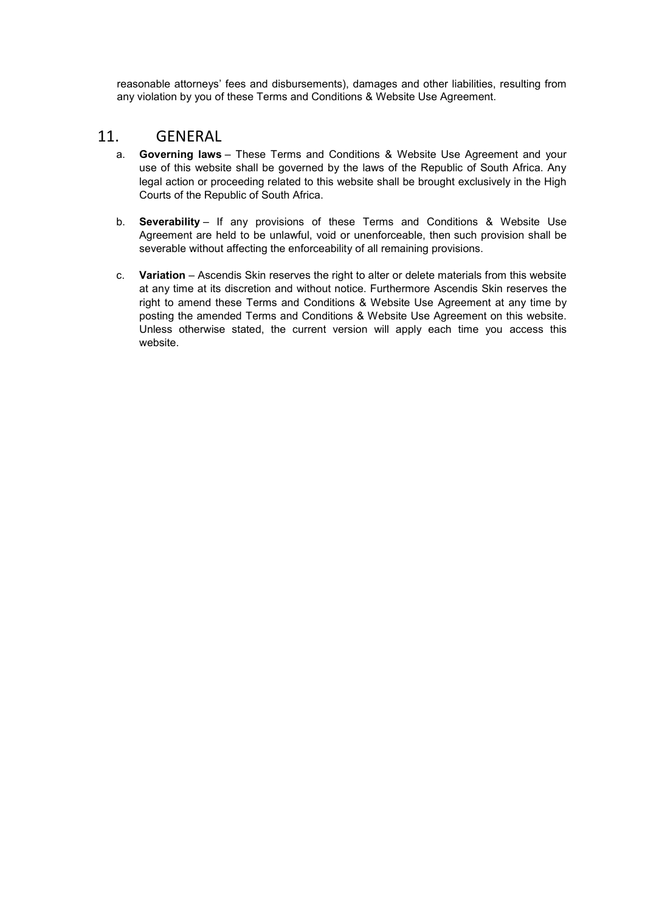reasonable attorneys' fees and disbursements), damages and other liabilities, resulting from any violation by you of these Terms and Conditions & Website Use Agreement.

## 11. GENERAL

a. **Governing laws** – These Terms and Conditions & Website Use Agreement and your use of this website shall be governed by the laws of the Republic of South Africa. Any legal action or proceeding related to this website shall be brought exclusively in the High Courts of the Republic of South Africa.

b. **Severability** – If any provisions of these Terms and Conditions & Website Use Agreement are held to be unlawful, void or unenforceable, then such provision shall be severable without affecting the enforceability of all remaining provisions.

c. **Variation** – Ascendis Skin reserves the right to alter or delete materials from this website at any time at its discretion and without notice. Furthermore Ascendis Skin reserves the right to amend these Terms and Conditions & Website Use Agreement at any time by posting the amended Terms and Conditions & Website Use Agreement on this website. Unless otherwise stated, the current version will apply each time you access this website.